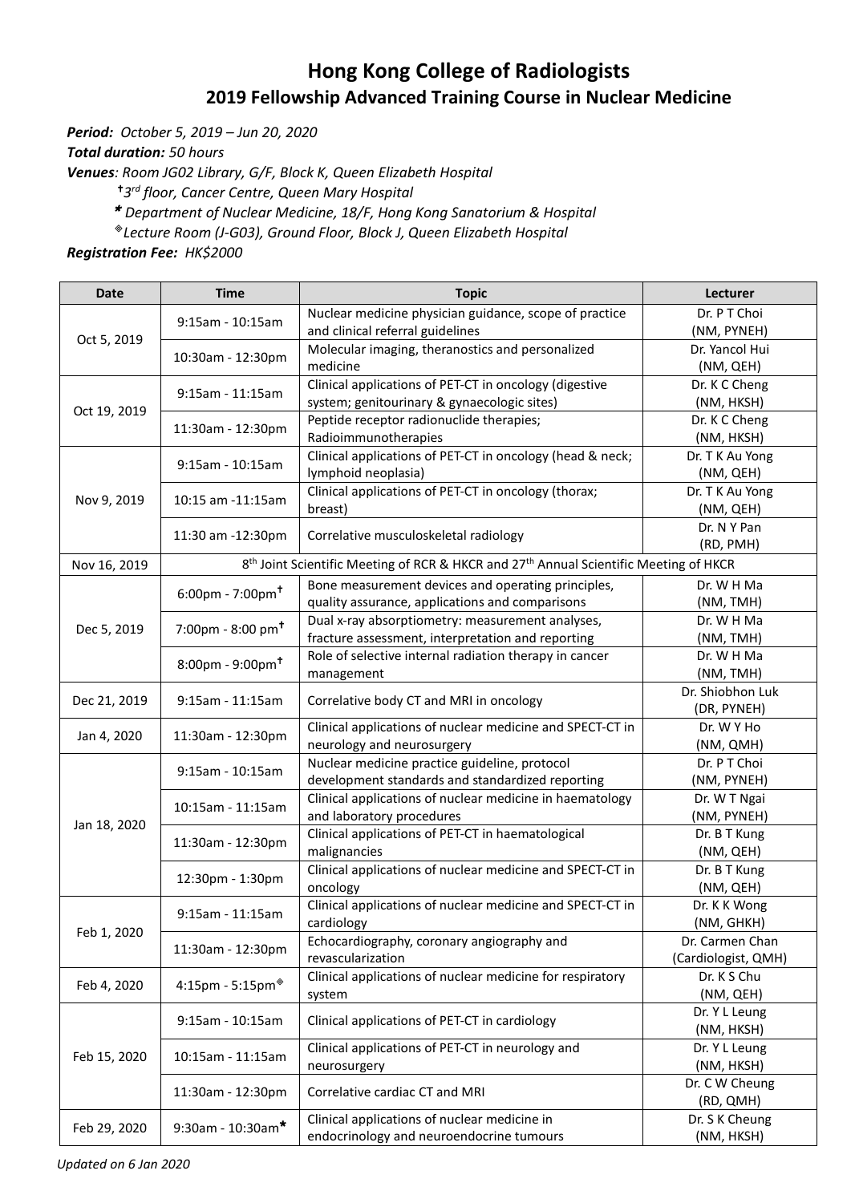# Hong Kong College of Radiologists

## 2019 Fellowship Advanced Training Course in Nuclear Medicine

***Period:*** *October 5, 2019 – Jun 20, 2020*

***Total duration:*** *50 hours*

***Venues****: Room JG02 Library, G/F, Block K, Queen Elizabeth Hospital*

*† 3rd floor, Cancer Centre, Queen Mary Hospital*

*\* Department of Nuclear Medicine, 18/F, Hong Kong Sanatorium & Hospital*

*⊕ Lecture Room (J-G03), Ground Floor, Block J, Queen Elizabeth Hospital*

***Registration Fee:*** *HK$2000*

| Date | Time | Topic | Lecturer |
|---|---|---|---|
| Oct 5, 2019 | 9:15am - 10:15am | Nuclear medicine physician guidance, scope of practice and clinical referral guidelines | Dr. P T Choi (NM, PYNEH) |
| | 10:30am - 12:30pm | Molecular imaging, theranostics and personalized medicine | Dr. Yancol Hui (NM, QEH) |
| Oct 19, 2019 | 9:15am - 11:15am | Clinical applications of PET-CT in oncology (digestive system; genitourinary & gynaecologic sites) | Dr. K C Cheng (NM, HKSH) |
| | 11:30am - 12:30pm | Peptide receptor radionuclide therapies; Radioimmunotherapies | Dr. K C Cheng (NM, HKSH) |
| Nov 9, 2019 | 9:15am - 10:15am | Clinical applications of PET-CT in oncology (head & neck; lymphoid neoplasia) | Dr. T K Au Yong (NM, QEH) |
| | 10:15 am -11:15am | Clinical applications of PET-CT in oncology (thorax; breast) | Dr. T K Au Yong (NM, QEH) |
| | 11:30 am -12:30pm | Correlative musculoskeletal radiology | Dr. N Y Pan (RD, PMH) |
| Nov 16, 2019 | 8th Joint Scientific Meeting of RCR & HKCR and 27th Annual Scientific Meeting of HKCR | | |
| Dec 5, 2019 | 6:00pm - 7:00pm† | Bone measurement devices and operating principles, quality assurance, applications and comparisons | Dr. W H Ma (NM, TMH) |
| | 7:00pm - 8:00 pm† | Dual x-ray absorptiometry: measurement analyses, fracture assessment, interpretation and reporting | Dr. W H Ma (NM, TMH) |
| | 8:00pm - 9:00pm† | Role of selective internal radiation therapy in cancer management | Dr. W H Ma (NM, TMH) |
| Dec 21, 2019 | 9:15am - 11:15am | Correlative body CT and MRI in oncology | Dr. Shiobhon Luk (DR, PYNEH) |
| Jan 4, 2020 | 11:30am - 12:30pm | Clinical applications of nuclear medicine and SPECT-CT in neurology and neurosurgery | Dr. W Y Ho (NM, QMH) |
| Jan 18, 2020 | 9:15am - 10:15am | Nuclear medicine practice guideline, protocol development standards and standardized reporting | Dr. P T Choi (NM, PYNEH) |
| | 10:15am - 11:15am | Clinical applications of nuclear medicine in haematology and laboratory procedures | Dr. W T Ngai (NM, PYNEH) |
| | 11:30am - 12:30pm | Clinical applications of PET-CT in haematological malignancies | Dr. B T Kung (NM, QEH) |
| | 12:30pm - 1:30pm | Clinical applications of nuclear medicine and SPECT-CT in oncology | Dr. B T Kung (NM, QEH) |
| Feb 1, 2020 | 9:15am - 11:15am | Clinical applications of nuclear medicine and SPECT-CT in cardiology | Dr. K K Wong (NM, GHKH) |
| | 11:30am - 12:30pm | Echocardiography, coronary angiography and revascularization | Dr. Carmen Chan (Cardiologist, QMH) |
| Feb 4, 2020 | 4:15pm - 5:15pm⊕ | Clinical applications of nuclear medicine for respiratory system | Dr. K S Chu (NM, QEH) |
| Feb 15, 2020 | 9:15am - 10:15am | Clinical applications of PET-CT in cardiology | Dr. Y L Leung (NM, HKSH) |
| | 10:15am - 11:15am | Clinical applications of PET-CT in neurology and neurosurgery | Dr. Y L Leung (NM, HKSH) |
| | 11:30am - 12:30pm | Correlative cardiac CT and MRI | Dr. C W Cheung (RD, QMH) |
| Feb 29, 2020 | 9:30am - 10:30am* | Clinical applications of nuclear medicine in endocrinology and neuroendocrine tumours | Dr. S K Cheung (NM, HKSH) |

*Updated on 6 Jan 2020*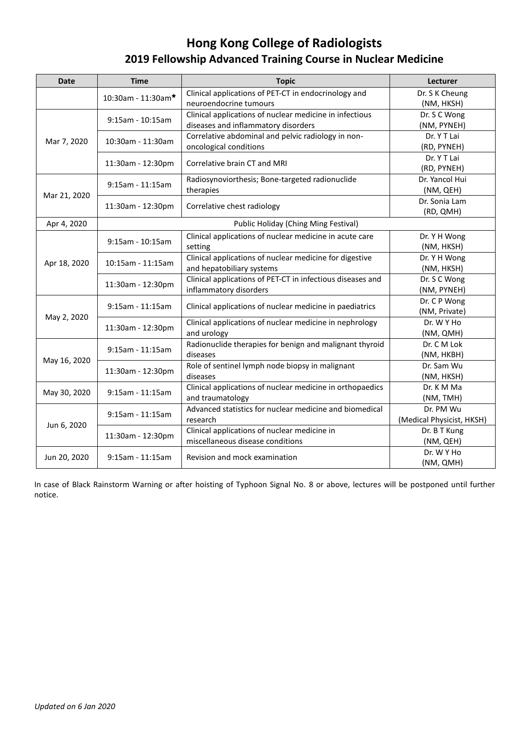# Hong Kong College of Radiologists

## 2019 Fellowship Advanced Training Course in Nuclear Medicine

| Date | Time | Topic | Lecturer |
|---|---|---|---|
| | 10:30am - 11:30am* | Clinical applications of PET-CT in endocrinology and neuroendocrine tumours | Dr. S K Cheung (NM, HKSH) |
| Mar 7, 2020 | 9:15am - 10:15am | Clinical applications of nuclear medicine in infectious diseases and inflammatory disorders | Dr. S C Wong (NM, PYNEH) |
| | 10:30am - 11:30am | Correlative abdominal and pelvic radiology in non-oncological conditions | Dr. Y T Lai (RD, PYNEH) |
| | 11:30am - 12:30pm | Correlative brain CT and MRI | Dr. Y T Lai (RD, PYNEH) |
| Mar 21, 2020 | 9:15am - 11:15am | Radiosynoviorthesis; Bone-targeted radionuclide therapies | Dr. Yancol Hui (NM, QEH) |
| | 11:30am - 12:30pm | Correlative chest radiology | Dr. Sonia Lam (RD, QMH) |
| Apr 4, 2020 | Public Holiday (Ching Ming Festival) | | |
| Apr 18, 2020 | 9:15am - 10:15am | Clinical applications of nuclear medicine in acute care setting | Dr. Y H Wong (NM, HKSH) |
| | 10:15am - 11:15am | Clinical applications of nuclear medicine for digestive and hepatobiliary systems | Dr. Y H Wong (NM, HKSH) |
| | 11:30am - 12:30pm | Clinical applications of PET-CT in infectious diseases and inflammatory disorders | Dr. S C Wong (NM, PYNEH) |
| May 2, 2020 | 9:15am - 11:15am | Clinical applications of nuclear medicine in paediatrics | Dr. C P Wong (NM, Private) |
| | 11:30am - 12:30pm | Clinical applications of nuclear medicine in nephrology and urology | Dr. W Y Ho (NM, QMH) |
| May 16, 2020 | 9:15am - 11:15am | Radionuclide therapies for benign and malignant thyroid diseases | Dr. C M Lok (NM, HKBH) |
| | 11:30am - 12:30pm | Role of sentinel lymph node biopsy in malignant diseases | Dr. Sam Wu (NM, HKSH) |
| May 30, 2020 | 9:15am - 11:15am | Clinical applications of nuclear medicine in orthopaedics and traumatology | Dr. K M Ma (NM, TMH) |
| Jun 6, 2020 | 9:15am - 11:15am | Advanced statistics for nuclear medicine and biomedical research | Dr. PM Wu (Medical Physicist, HKSH) |
| | 11:30am - 12:30pm | Clinical applications of nuclear medicine in miscellaneous disease conditions | Dr. B T Kung (NM, QEH) |
| Jun 20, 2020 | 9:15am - 11:15am | Revision and mock examination | Dr. W Y Ho (NM, QMH) |

In case of Black Rainstorm Warning or after hoisting of Typhoon Signal No. 8 or above, lectures will be postponed until further notice.

*Updated on 6 Jan 2020*